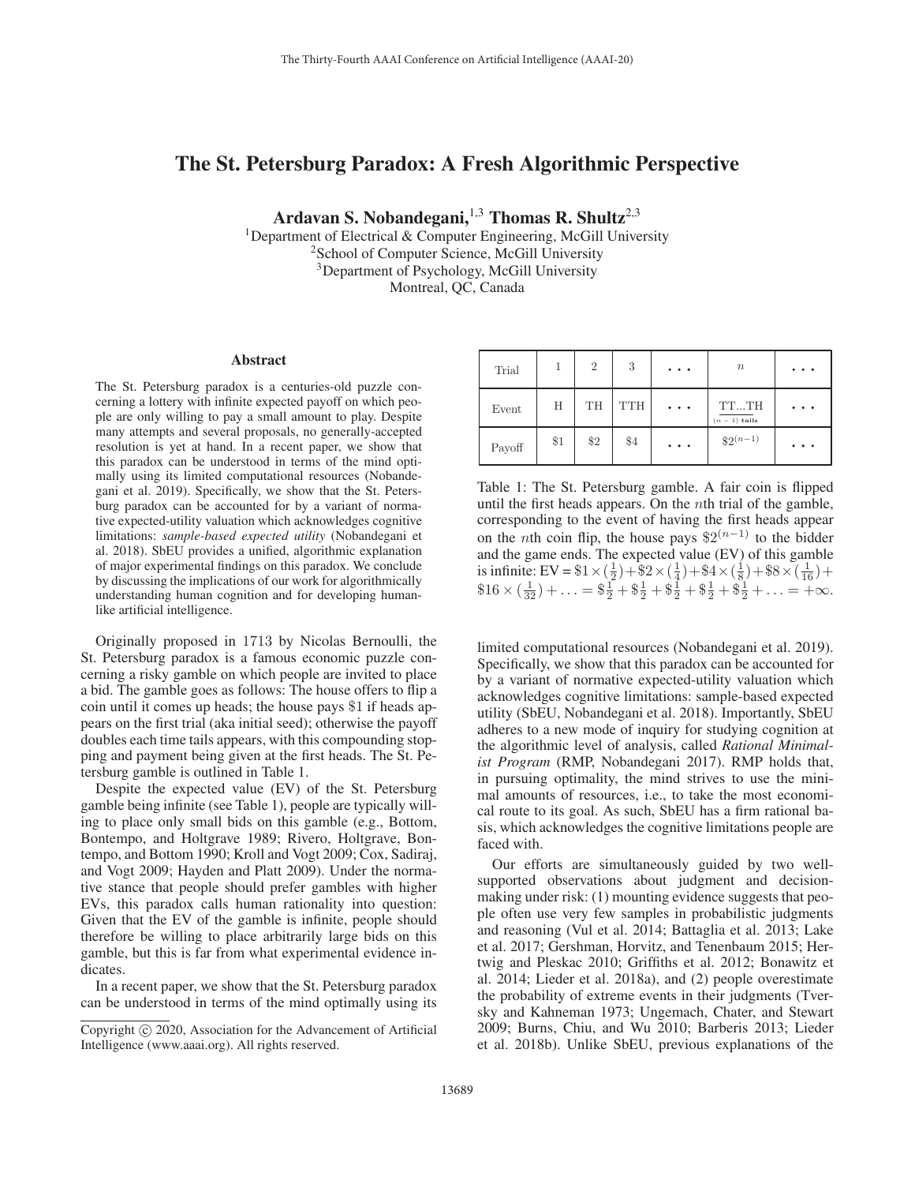# The St. Petersburg Paradox: A Fresh Algorithmic Perspective

**Ardavan S. Nobandegani,**[1,3] **Thomas R. Shultz**[2,3]

[1]Department of Electrical & Computer Engineering, McGill University
[2]School of Computer Science, McGill University
[3]Department of Psychology, McGill University
Montreal, QC, Canada

## Abstract

The St. Petersburg paradox is a centuries-old puzzle concerning a lottery with infinite expected payoff on which people are only willing to pay a small amount to play. Despite many attempts and several proposals, no generally-accepted resolution is yet at hand. In a recent paper, we show that this paradox can be understood in terms of the mind optimally using its limited computational resources (Nobandegani et al. 2019). Specifically, we show that the St. Petersburg paradox can be accounted for by a variant of normative expected-utility valuation which acknowledges cognitive limitations: *sample-based expected utility* (Nobandegani et al. 2018). SbEU provides a unified, algorithmic explanation of major experimental findings on this paradox. We conclude by discussing the implications of our work for algorithmically understanding human cognition and for developing human-like artificial intelligence.

Originally proposed in 1713 by Nicolas Bernoulli, the St. Petersburg paradox is a famous economic puzzle concerning a risky gamble on which people are invited to place a bid. The gamble goes as follows: The house offers to flip a coin until it comes up heads; the house pays \$1 if heads appears on the first trial (aka initial seed); otherwise the payoff doubles each time tails appears, with this compounding stopping and payment being given at the first heads. The St. Petersburg gamble is outlined in Table 1.

| Trial | 1 | 2 | 3 | ... | $n$ | ... |
|---|---|---|---|---|---|---|
| Event | H | TH | TTH | ... | $\underbrace{\text{TT...T}}_{(n-1)\text{ tails}}\text{H}$ | ... |
| Payoff | \$1 | \$2 | \$4 | ... | $\$2^{(n-1)}$ | ... |

Table 1: The St. Petersburg gamble. A fair coin is flipped until the first heads appears. On the $n$th trial of the gamble, corresponding to the event of having the first heads appear on the $n$th coin flip, the house pays $\$2^{(n-1)}$ to the bidder and the game ends. The expected value (EV) of this gamble is infinite: $\text{EV} = \$1 \times (\frac{1}{2}) + \$2 \times (\frac{1}{4}) + \$4 \times (\frac{1}{8}) + \$8 \times (\frac{1}{16}) + \$16 \times (\frac{1}{32}) + \ldots = \$\frac{1}{2} + \$\frac{1}{2} + \$\frac{1}{2} + \$\frac{1}{2} + \$\frac{1}{2} + \ldots = +\infty$.

Despite the expected value (EV) of the St. Petersburg gamble being infinite (see Table 1), people are typically willing to place only small bids on this gamble (e.g., Bottom, Bontempo, and Holtgrave 1989; Rivero, Holtgrave, Bontempo, and Bottom 1990; Kroll and Vogt 2009; Cox, Sadiraj, and Vogt 2009; Hayden and Platt 2009). Under the normative stance that people should prefer gambles with higher EVs, this paradox calls human rationality into question: Given that the EV of the gamble is infinite, people should therefore be willing to place arbitrarily large bids on this gamble, but this is far from what experimental evidence indicates.

In a recent paper, we show that the St. Petersburg paradox can be understood in terms of the mind optimally using its limited computational resources (Nobandegani et al. 2019). Specifically, we show that this paradox can be accounted for by a variant of normative expected-utility valuation which acknowledges cognitive limitations: sample-based expected utility (SbEU, Nobandegani et al. 2018). Importantly, SbEU adheres to a new mode of inquiry for studying cognition at the algorithmic level of analysis, called *Rational Minimalist Program* (RMP, Nobandegani 2017). RMP holds that, in pursuing optimality, the mind strives to use the minimal amounts of resources, i.e., to take the most economical route to its goal. As such, SbEU has a firm rational basis, which acknowledges the cognitive limitations people are faced with.

Our efforts are simultaneously guided by two well-supported observations about judgment and decision-making under risk: (1) mounting evidence suggests that people often use very few samples in probabilistic judgments and reasoning (Vul et al. 2014; Battaglia et al. 2013; Lake et al. 2017; Gershman, Horvitz, and Tenenbaum 2015; Hertwig and Pleskac 2010; Griffiths et al. 2012; Bonawitz et al. 2014; Lieder et al. 2018a), and (2) people overestimate the probability of extreme events in their judgments (Tversky and Kahneman 1973; Ungemach, Chater, and Stewart 2009; Burns, Chiu, and Wu 2010; Barberis 2013; Lieder et al. 2018b). Unlike SbEU, previous explanations of the

Copyright © 2020, Association for the Advancement of Artificial Intelligence (www.aaai.org). All rights reserved.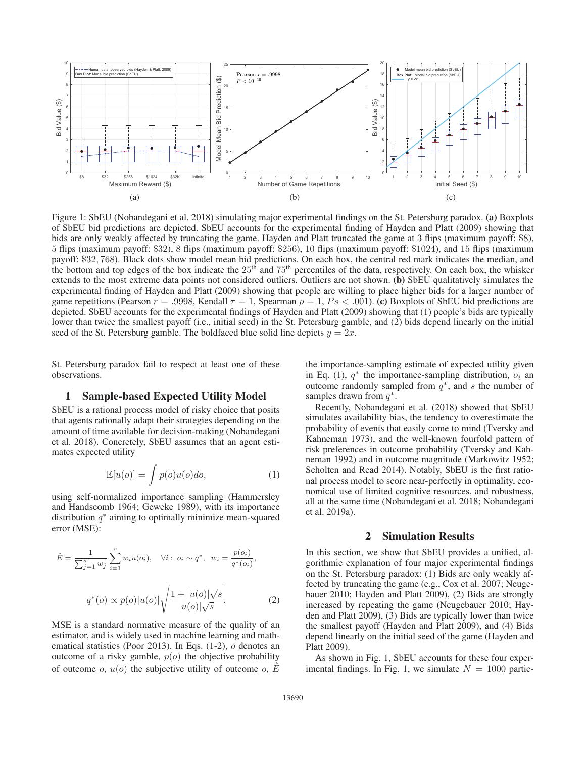Figure 1: SbEU (Nobandegani et al. 2018) simulating major experimental findings on the St. Petersburg paradox. **(a)** Boxplots of SbEU bid predictions are depicted. SbEU accounts for the experimental finding of Hayden and Platt (2009) showing that bids are only weakly affected by truncating the game. Hayden and Platt truncated the game at 3 flips (maximum payoff: \$8), 5 flips (maximum payoff: \$32), 8 flips (maximum payoff: \$256), 10 flips (maximum payoff: \$1024), and 15 flips (maximum payoff: \$32, 768). Black dots show model mean bid predictions. On each box, the central red mark indicates the median, and the bottom and top edges of the box indicate the 25th and 75th percentiles of the data, respectively. On each box, the whisker extends to the most extreme data points not considered outliers. Outliers are not shown. **(b)** SbEU qualitatively simulates the experimental finding of Hayden and Platt (2009) showing that people are willing to place higher bids for a larger number of game repetitions (Pearson $r = .9998$, Kendall $\tau = 1$, Spearman $\rho = 1$, $Ps < .001$). **(c)** Boxplots of SbEU bid predictions are depicted. SbEU accounts for the experimental findings of Hayden and Platt (2009) showing that (1) people's bids are typically lower than twice the smallest payoff (i.e., initial seed) in the St. Petersburg gamble, and (2) bids depend linearly on the initial seed of the St. Petersburg gamble. The boldfaced blue solid line depicts $y = 2x$.

St. Petersburg paradox fail to respect at least one of these observations.

## 1 Sample-based Expected Utility Model

SbEU is a rational process model of risky choice that posits that agents rationally adapt their strategies depending on the amount of time available for decision-making (Nobandegani et al. 2018). Concretely, SbEU assumes that an agent estimates expected utility

$$\mathbb{E}[u(o)] = \int p(o)u(o)do, \tag{1}$$

using self-normalized importance sampling (Hammersley and Handscomb 1964; Geweke 1989), with its importance distribution $q^*$ aiming to optimally minimize mean-squared error (MSE):

$$\hat{E} = \frac{1}{\sum_{j=1}^{s} w_j} \sum_{i=1}^{s} w_i u(o_i), \quad \forall i: \ o_i \sim q^*, \ \ w_i = \frac{p(o_i)}{q^*(o_i)},$$

$$q^*(o) \propto p(o)|u(o)| \sqrt{\frac{1 + |u(o)|\sqrt{s}}{|u(o)|\sqrt{s}}}. \tag{2}$$

MSE is a standard normative measure of the quality of an estimator, and is widely used in machine learning and mathematical statistics (Poor 2013). In Eqs. (1-2), $o$ denotes an outcome of a risky gamble, $p(o)$ the objective probability of outcome $o$, $u(o)$ the subjective utility of outcome $o$, $\hat{E}$ the importance-sampling estimate of expected utility given in Eq. (1), $q^*$ the importance-sampling distribution, $o_i$ an outcome randomly sampled from $q^*$, and $s$ the number of samples drawn from $q^*$.

Recently, Nobandegani et al. (2018) showed that SbEU simulates availability bias, the tendency to overestimate the probability of events that easily come to mind (Tversky and Kahneman 1973), and the well-known fourfold pattern of risk preferences in outcome probability (Tversky and Kahneman 1992) and in outcome magnitude (Markowitz 1952; Scholten and Read 2014). Notably, SbEU is the first rational process model to score near-perfectly in optimality, economical use of limited cognitive resources, and robustness, all at the same time (Nobandegani et al. 2018; Nobandegani et al. 2019a).

## 2 Simulation Results

In this section, we show that SbEU provides a unified, algorithmic explanation of four major experimental findings on the St. Petersburg paradox: (1) Bids are only weakly affected by truncating the game (e.g., Cox et al. 2007; Neugebauer 2010; Hayden and Platt 2009), (2) Bids are strongly increased by repeating the game (Neugebauer 2010; Hayden and Platt 2009), (3) Bids are typically lower than twice the smallest payoff (Hayden and Platt 2009), and (4) Bids depend linearly on the initial seed of the game (Hayden and Platt 2009).

As shown in Fig. 1, SbEU accounts for these four experimental findings. In Fig. 1, we simulate $N = 1000$ partic-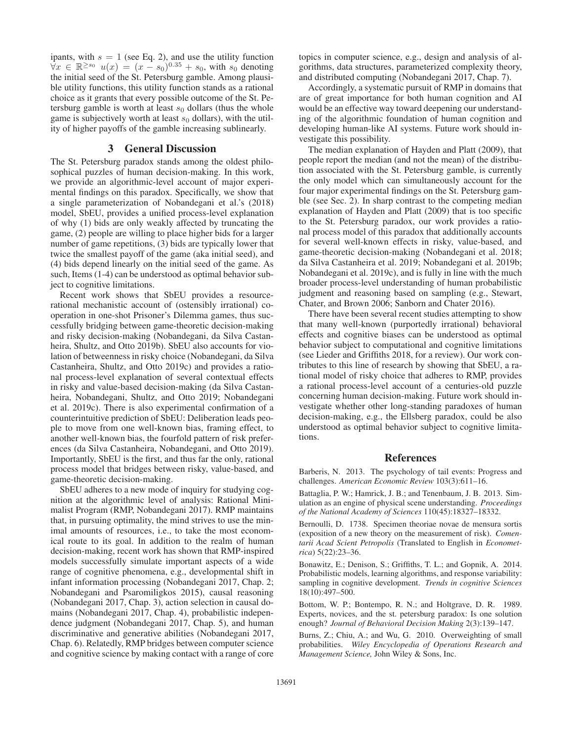ipants, with $s = 1$ (see Eq. 2), and use the utility function $\forall x \in \mathbb{R}^{\geq s_0}\ u(x) = (x - s_0)^{0.35} + s_0$, with $s_0$ denoting the initial seed of the St. Petersburg gamble. Among plausible utility functions, this utility function stands as a rational choice as it grants that every possible outcome of the St. Petersburg gamble is worth at least $s_0$ dollars (thus the whole game is subjectively worth at least $s_0$ dollars), with the utility of higher payoffs of the gamble increasing sublinearly.

## 3 General Discussion

The St. Petersburg paradox stands among the oldest philosophical puzzles of human decision-making. In this work, we provide an algorithmic-level account of major experimental findings on this paradox. Specifically, we show that a single parameterization of Nobandegani et al.'s (2018) model, SbEU, provides a unified process-level explanation of why (1) bids are only weakly affected by truncating the game, (2) people are willing to place higher bids for a larger number of game repetitions, (3) bids are typically lower that twice the smallest payoff of the game (aka initial seed), and (4) bids depend linearly on the initial seed of the game. As such, Items (1-4) can be understood as optimal behavior subject to cognitive limitations.

Recent work shows that SbEU provides a resource-rational mechanistic account of (ostensibly irrational) cooperation in one-shot Prisoner's Dilemma games, thus successfully bridging between game-theoretic decision-making and risky decision-making (Nobandegani, da Silva Castanheira, Shultz, and Otto 2019b). SbEU also accounts for violation of betweenness in risky choice (Nobandegani, da Silva Castanheira, Shultz, and Otto 2019c) and provides a rational process-level explanation of several contextual effects in risky and value-based decision-making (da Silva Castanheira, Nobandegani, Shultz, and Otto 2019; Nobandegani et al. 2019c). There is also experimental confirmation of a counterintuitive prediction of SbEU: Deliberation leads people to move from one well-known bias, framing effect, to another well-known bias, the fourfold pattern of risk preferences (da Silva Castanheira, Nobandegani, and Otto 2019). Importantly, SbEU is the first, and thus far the only, rational process model that bridges between risky, value-based, and game-theoretic decision-making.

SbEU adheres to a new mode of inquiry for studying cognition at the algorithmic level of analysis: Rational Minimalist Program (RMP, Nobandegani 2017). RMP maintains that, in pursuing optimality, the mind strives to use the minimal amounts of resources, i.e., to take the most economical route to its goal. In addition to the realm of human decision-making, recent work has shown that RMP-inspired models successfully simulate important aspects of a wide range of cognitive phenomena, e.g., developmental shift in infant information processing (Nobandegani 2017, Chap. 2; Nobandegani and Psaromiligkos 2015), causal reasoning (Nobandegani 2017, Chap. 3), action selection in causal domains (Nobandegani 2017, Chap. 4), probabilistic independence judgment (Nobandegani 2017, Chap. 5), and human discriminative and generative abilities (Nobandegani 2017, Chap. 6). Relatedly, RMP bridges between computer science and cognitive science by making contact with a range of core topics in computer science, e.g., design and analysis of algorithms, data structures, parameterized complexity theory, and distributed computing (Nobandegani 2017, Chap. 7).

Accordingly, a systematic pursuit of RMP in domains that are of great importance for both human cognition and AI would be an effective way toward deepening our understanding of the algorithmic foundation of human cognition and developing human-like AI systems. Future work should investigate this possibility.

The median explanation of Hayden and Platt (2009), that people report the median (and not the mean) of the distribution associated with the St. Petersburg gamble, is currently the only model which can simultaneously account for the four major experimental findings on the St. Petersburg gamble (see Sec. 2). In sharp contrast to the competing median explanation of Hayden and Platt (2009) that is too specific to the St. Petersburg paradox, our work provides a rational process model of this paradox that additionally accounts for several well-known effects in risky, value-based, and game-theoretic decision-making (Nobandegani et al. 2018; da Silva Castanheira et al. 2019; Nobandegani et al. 2019b; Nobandegani et al. 2019c), and is fully in line with the much broader process-level understanding of human probabilistic judgment and reasoning based on sampling (e.g., Stewart, Chater, and Brown 2006; Sanborn and Chater 2016).

There have been several recent studies attempting to show that many well-known (purportedly irrational) behavioral effects and cognitive biases can be understood as optimal behavior subject to computational and cognitive limitations (see Lieder and Griffiths 2018, for a review). Our work contributes to this line of research by showing that SbEU, a rational model of risky choice that adheres to RMP, provides a rational process-level account of a centuries-old puzzle concerning human decision-making. Future work should investigate whether other long-standing paradoxes of human decision-making, e.g., the Ellsberg paradox, could be also understood as optimal behavior subject to cognitive limitations.

## References

Barberis, N. 2013. The psychology of tail events: Progress and challenges. *American Economic Review* 103(3):611–16.

Battaglia, P. W.; Hamrick, J. B.; and Tenenbaum, J. B. 2013. Simulation as an engine of physical scene understanding. *Proceedings of the National Academy of Sciences* 110(45):18327–18332.

Bernoulli, D. 1738. Specimen theoriae novae de mensura sortis (exposition of a new theory on the measurement of risk). *Comentarii Acad Scient Petropolis* (Translated to English in *Econometrica*) 5(22):23–36.

Bonawitz, E.; Denison, S.; Griffiths, T. L.; and Gopnik, A. 2014. Probabilistic models, learning algorithms, and response variability: sampling in cognitive development. *Trends in cognitive Sciences* 18(10):497–500.

Bottom, W. P.; Bontempo, R. N.; and Holtgrave, D. R. 1989. Experts, novices, and the st. petersburg paradox: Is one solution enough? *Journal of Behavioral Decision Making* 2(3):139–147.

Burns, Z.; Chiu, A.; and Wu, G. 2010. Overweighting of small probabilities. *Wiley Encyclopedia of Operations Research and Management Science,* John Wiley & Sons, Inc.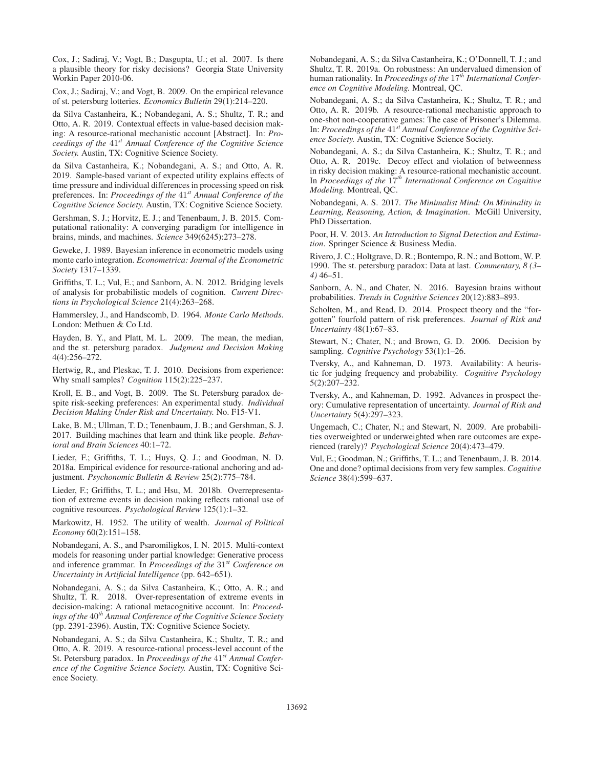Cox, J.; Sadiraj, V.; Vogt, B.; Dasgupta, U.; et al. 2007. Is there a plausible theory for risky decisions? Georgia State University Workin Paper 2010-06.

Cox, J.; Sadiraj, V.; and Vogt, B. 2009. On the empirical relevance of st. petersburg lotteries. *Economics Bulletin* 29(1):214–220.

da Silva Castanheira, K.; Nobandegani, A. S.; Shultz, T. R.; and Otto, A. R. 2019. Contextual effects in value-based decision making: A resource-rational mechanistic account [Abstract]. In: *Proceedings of the* $41^{st}$ *Annual Conference of the Cognitive Science Society.* Austin, TX: Cognitive Science Society.

da Silva Castanheira, K.; Nobandegani, A. S.; and Otto, A. R. 2019. Sample-based variant of expected utility explains effects of time pressure and individual differences in processing speed on risk preferences. In: *Proceedings of the* $41^{st}$ *Annual Conference of the Cognitive Science Society.* Austin, TX: Cognitive Science Society.

Gershman, S. J.; Horvitz, E. J.; and Tenenbaum, J. B. 2015. Computational rationality: A converging paradigm for intelligence in brains, minds, and machines. *Science* 349(6245):273–278.

Geweke, J. 1989. Bayesian inference in econometric models using monte carlo integration. *Econometrica: Journal of the Econometric Society* 1317–1339.

Griffiths, T. L.; Vul, E.; and Sanborn, A. N. 2012. Bridging levels of analysis for probabilistic models of cognition. *Current Directions in Psychological Science* 21(4):263–268.

Hammersley, J., and Handscomb, D. 1964. *Monte Carlo Methods*. London: Methuen & Co Ltd.

Hayden, B. Y., and Platt, M. L. 2009. The mean, the median, and the st. petersburg paradox. *Judgment and Decision Making* 4(4):256–272.

Hertwig, R., and Pleskac, T. J. 2010. Decisions from experience: Why small samples? *Cognition* 115(2):225–237.

Kroll, E. B., and Vogt, B. 2009. The St. Petersburg paradox despite risk-seeking preferences: An experimental study. *Individual Decision Making Under Risk and Uncertainty.* No. F15-V1.

Lake, B. M.; Ullman, T. D.; Tenenbaum, J. B.; and Gershman, S. J. 2017. Building machines that learn and think like people. *Behavioral and Brain Sciences* 40:1–72.

Lieder, F.; Griffiths, T. L.; Huys, Q. J.; and Goodman, N. D. 2018a. Empirical evidence for resource-rational anchoring and adjustment. *Psychonomic Bulletin & Review* 25(2):775–784.

Lieder, F.; Griffiths, T. L.; and Hsu, M. 2018b. Overrepresentation of extreme events in decision making reflects rational use of cognitive resources. *Psychological Review* 125(1):1–32.

Markowitz, H. 1952. The utility of wealth. *Journal of Political Economy* 60(2):151–158.

Nobandegani, A. S., and Psaromiligkos, I. N. 2015. Multi-context models for reasoning under partial knowledge: Generative process and inference grammar. In *Proceedings of the* $31^{st}$ *Conference on Uncertainty in Artificial Intelligence* (pp. 642–651).

Nobandegani, A. S.; da Silva Castanheira, K.; Otto, A. R.; and Shultz, T. R. 2018. Over-representation of extreme events in decision-making: A rational metacognitive account. In: *Proceedings of the* $40^{th}$ *Annual Conference of the Cognitive Science Society* (pp. 2391-2396). Austin, TX: Cognitive Science Society.

Nobandegani, A. S.; da Silva Castanheira, K.; Shultz, T. R.; and Otto, A. R. 2019. A resource-rational process-level account of the St. Petersburg paradox. In *Proceedings of the* $41^{st}$ *Annual Conference of the Cognitive Science Society.* Austin, TX: Cognitive Science Society.

Nobandegani, A. S.; da Silva Castanheira, K.; O'Donnell, T. J.; and Shultz, T. R. 2019a. On robustness: An undervalued dimension of human rationality. In *Proceedings of the* $17^{th}$ *International Conference on Cognitive Modeling.* Montreal, QC.

Nobandegani, A. S.; da Silva Castanheira, K.; Shultz, T. R.; and Otto, A. R. 2019b. A resource-rational mechanistic approach to one-shot non-cooperative games: The case of Prisoner's Dilemma. In: *Proceedings of the* $41^{st}$ *Annual Conference of the Cognitive Science Society.* Austin, TX: Cognitive Science Society.

Nobandegani, A. S.; da Silva Castanheira, K.; Shultz, T. R.; and Otto, A. R. 2019c. Decoy effect and violation of betweenness in risky decision making: A resource-rational mechanistic account. In *Proceedings of the* $17^{th}$ *International Conference on Cognitive Modeling.* Montreal, QC.

Nobandegani, A. S. 2017. *The Minimalist Mind: On Mininality in Learning, Reasoning, Action, & Imagination*. McGill University, PhD Dissertation.

Poor, H. V. 2013. *An Introduction to Signal Detection and Estimation*. Springer Science & Business Media.

Rivero, J. C.; Holtgrave, D. R.; Bontempo, R. N.; and Bottom, W. P. 1990. The st. petersburg paradox: Data at last. *Commentary, 8 (3–4)* 46–51.

Sanborn, A. N., and Chater, N. 2016. Bayesian brains without probabilities. *Trends in Cognitive Sciences* 20(12):883–893.

Scholten, M., and Read, D. 2014. Prospect theory and the "forgotten" fourfold pattern of risk preferences. *Journal of Risk and Uncertainty* 48(1):67–83.

Stewart, N.; Chater, N.; and Brown, G. D. 2006. Decision by sampling. *Cognitive Psychology* 53(1):1–26.

Tversky, A., and Kahneman, D. 1973. Availability: A heuristic for judging frequency and probability. *Cognitive Psychology* 5(2):207–232.

Tversky, A., and Kahneman, D. 1992. Advances in prospect theory: Cumulative representation of uncertainty. *Journal of Risk and Uncertainty* 5(4):297–323.

Ungemach, C.; Chater, N.; and Stewart, N. 2009. Are probabilities overweighted or underweighted when rare outcomes are experienced (rarely)? *Psychological Science* 20(4):473–479.

Vul, E.; Goodman, N.; Griffiths, T. L.; and Tenenbaum, J. B. 2014. One and done? optimal decisions from very few samples. *Cognitive Science* 38(4):599–637.